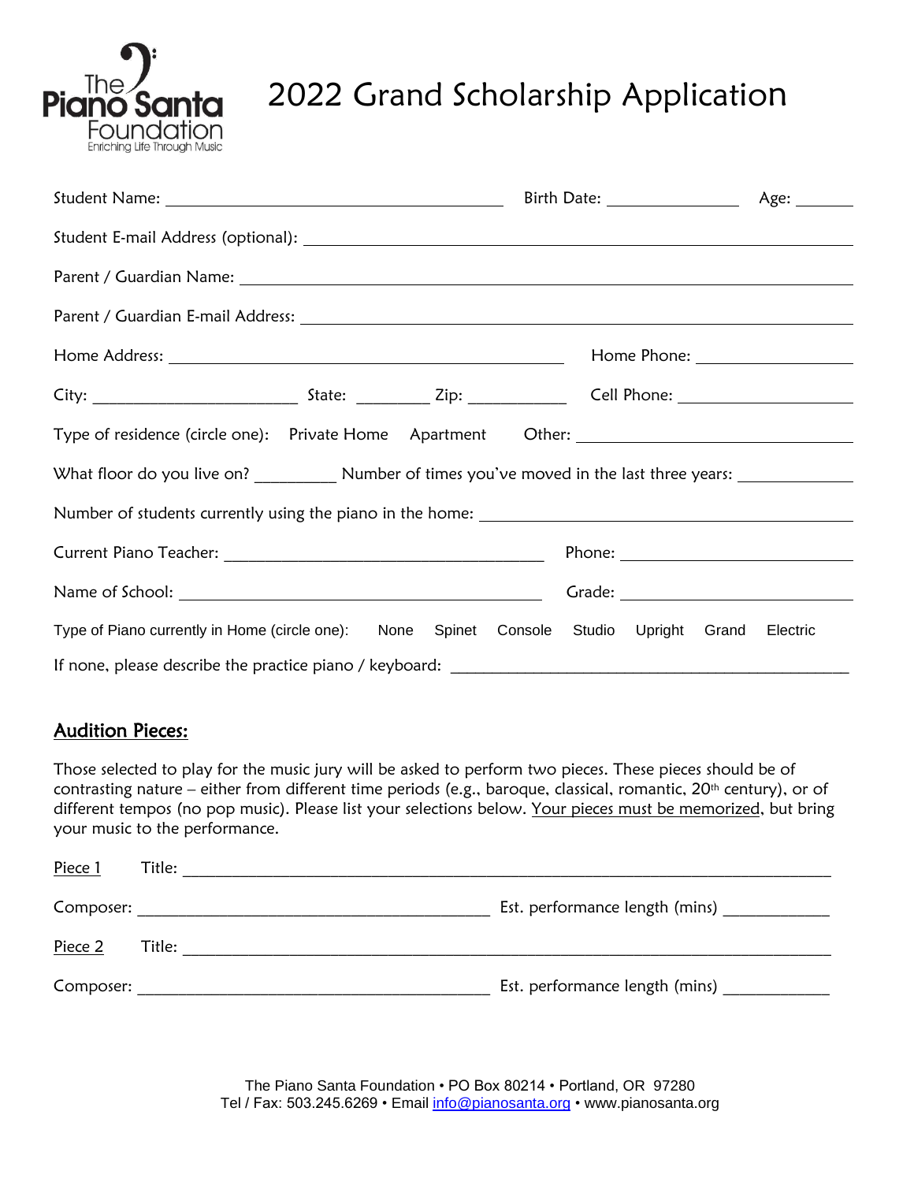The Piano Santa Foundation
Enriching Life Through Music

# 2022 Grand Scholarship Application

Student Name: ______________________ Birth Date: ____________ Age: ______

Student E-mail Address (optional): ______________________

Parent / Guardian Name: ______________________

Parent / Guardian E-mail Address: ______________________

Home Address: ______________________ Home Phone: ____________

City: ______________________ State: ________ Zip: ___________ Cell Phone: ____________

Type of residence (circle one): Private Home Apartment Other: ______________________

What floor do you live on? _________ Number of times you've moved in the last three years: ____________

Number of students currently using the piano in the home: ______________________

Current Piano Teacher: ______________________ Phone: ____________

Name of School: ______________________ Grade: ____________

Type of Piano currently in Home (circle one): None Spinet Console Studio Upright Grand Electric

If none, please describe the practice piano / keyboard: ______________________

## Audition Pieces:

Those selected to play for the music jury will be asked to perform two pieces. These pieces should be of contrasting nature – either from different time periods (e.g., baroque, classical, romantic, 20th century), or of different tempos (no pop music). Please list your selections below. Your pieces must be memorized, but bring your music to the performance.

Piece 1 Title: ______________________

Composer: ______________________ Est. performance length (mins) ____________

Piece 2 Title: ______________________

Composer: ______________________ Est. performance length (mins) ____________

The Piano Santa Foundation • PO Box 80214 • Portland, OR 97280
Tel / Fax: 503.245.6269 • Email info@pianosanta.org • www.pianosanta.org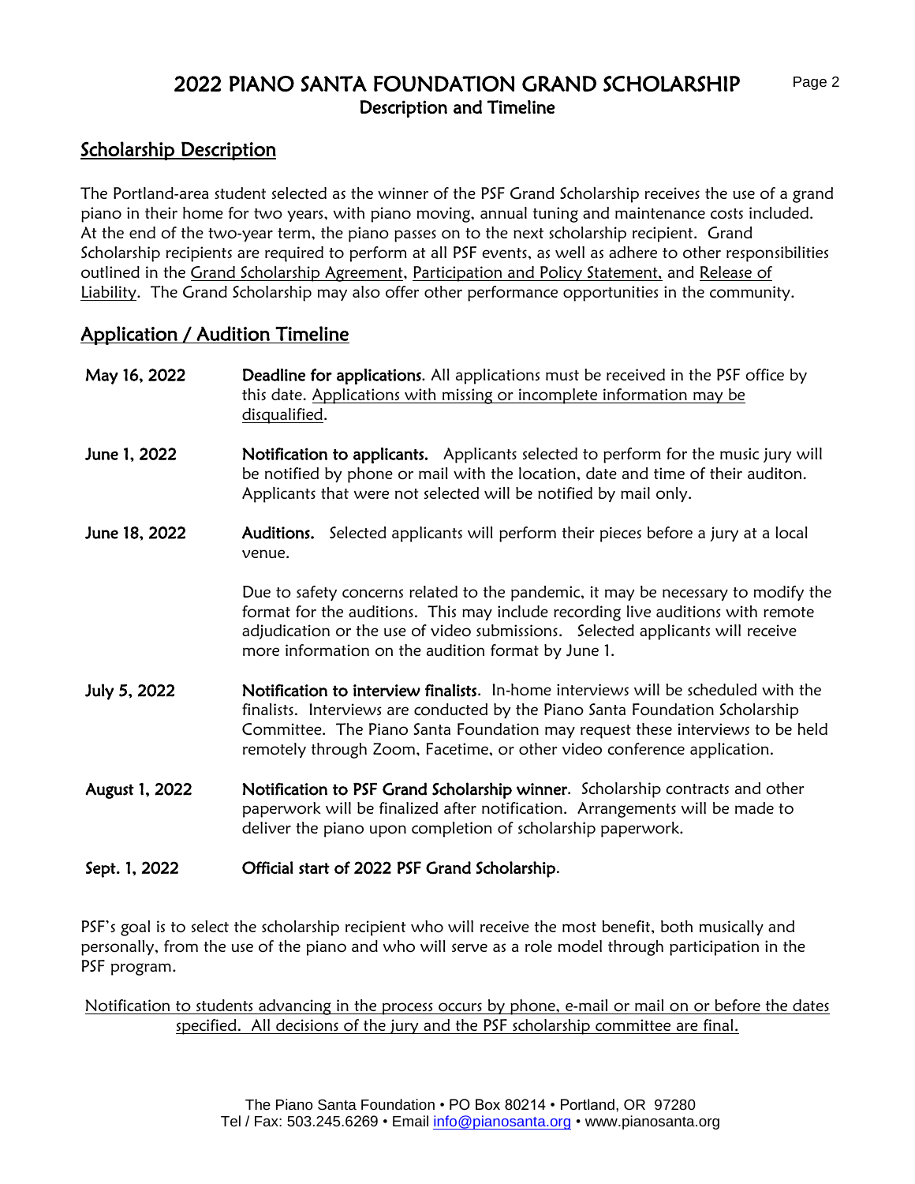# 2022 PIANO SANTA FOUNDATION GRAND SCHOLARSHIP

## Description and Timeline

## Scholarship Description

The Portland-area student selected as the winner of the PSF Grand Scholarship receives the use of a grand piano in their home for two years, with piano moving, annual tuning and maintenance costs included. At the end of the two-year term, the piano passes on to the next scholarship recipient. Grand Scholarship recipients are required to perform at all PSF events, as well as adhere to other responsibilities outlined in the Grand Scholarship Agreement, Participation and Policy Statement, and Release of Liability. The Grand Scholarship may also offer other performance opportunities in the community.

## Application / Audition Timeline

**May 16, 2022** — **Deadline for applications**. All applications must be received in the PSF office by this date. Applications with missing or incomplete information may be disqualified.

**June 1, 2022** — **Notification to applicants.** Applicants selected to perform for the music jury will be notified by phone or mail with the location, date and time of their auditon. Applicants that were not selected will be notified by mail only.

**June 18, 2022** — **Auditions.** Selected applicants will perform their pieces before a jury at a local venue.

Due to safety concerns related to the pandemic, it may be necessary to modify the format for the auditions. This may include recording live auditions with remote adjudication or the use of video submissions. Selected applicants will receive more information on the audition format by June 1.

**July 5, 2022** — **Notification to interview finalists**. In-home interviews will be scheduled with the finalists. Interviews are conducted by the Piano Santa Foundation Scholarship Committee. The Piano Santa Foundation may request these interviews to be held remotely through Zoom, Facetime, or other video conference application.

**August 1, 2022** — **Notification to PSF Grand Scholarship winner**. Scholarship contracts and other paperwork will be finalized after notification. Arrangements will be made to deliver the piano upon completion of scholarship paperwork.

**Sept. 1, 2022** — **Official start of 2022 PSF Grand Scholarship**.

PSF's goal is to select the scholarship recipient who will receive the most benefit, both musically and personally, from the use of the piano and who will serve as a role model through participation in the PSF program.

Notification to students advancing in the process occurs by phone, e-mail or mail on or before the dates specified. All decisions of the jury and the PSF scholarship committee are final.

The Piano Santa Foundation • PO Box 80214 • Portland, OR 97280
Tel / Fax: 503.245.6269 • Email info@pianosanta.org • www.pianosanta.org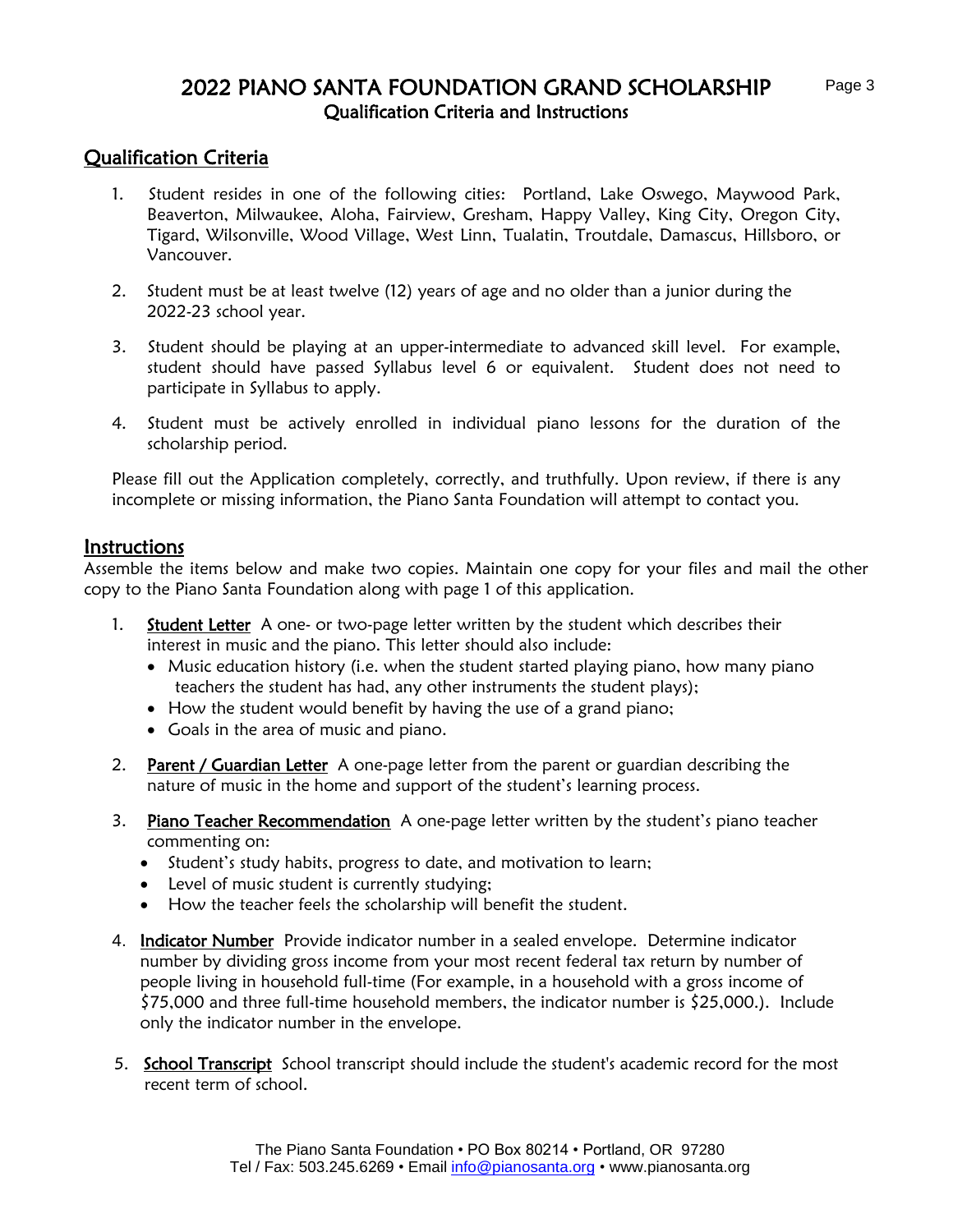# 2022 PIANO SANTA FOUNDATION GRAND SCHOLARSHIP

### Qualification Criteria and Instructions

## Qualification Criteria

1. Student resides in one of the following cities: Portland, Lake Oswego, Maywood Park, Beaverton, Milwaukee, Aloha, Fairview, Gresham, Happy Valley, King City, Oregon City, Tigard, Wilsonville, Wood Village, West Linn, Tualatin, Troutdale, Damascus, Hillsboro, or Vancouver.

2. Student must be at least twelve (12) years of age and no older than a junior during the 2022-23 school year.

3. Student should be playing at an upper-intermediate to advanced skill level. For example, student should have passed Syllabus level 6 or equivalent. Student does not need to participate in Syllabus to apply.

4. Student must be actively enrolled in individual piano lessons for the duration of the scholarship period.

Please fill out the Application completely, correctly, and truthfully. Upon review, if there is any incomplete or missing information, the Piano Santa Foundation will attempt to contact you.

## Instructions

Assemble the items below and make two copies. Maintain one copy for your files and mail the other copy to the Piano Santa Foundation along with page 1 of this application.

1. **Student Letter** A one- or two-page letter written by the student which describes their interest in music and the piano. This letter should also include:
   - Music education history (i.e. when the student started playing piano, how many piano teachers the student has had, any other instruments the student plays);
   - How the student would benefit by having the use of a grand piano;
   - Goals in the area of music and piano.

2. **Parent / Guardian Letter** A one-page letter from the parent or guardian describing the nature of music in the home and support of the student's learning process.

3. **Piano Teacher Recommendation** A one-page letter written by the student's piano teacher commenting on:
   - Student's study habits, progress to date, and motivation to learn;
   - Level of music student is currently studying;
   - How the teacher feels the scholarship will benefit the student.

4. **Indicator Number** Provide indicator number in a sealed envelope. Determine indicator number by dividing gross income from your most recent federal tax return by number of people living in household full-time (For example, in a household with a gross income of $75,000 and three full-time household members, the indicator number is $25,000.). Include only the indicator number in the envelope.

5. **School Transcript** School transcript should include the student's academic record for the most recent term of school.

The Piano Santa Foundation • PO Box 80214 • Portland, OR 97280
Tel / Fax: 503.245.6269 • Email info@pianosanta.org • www.pianosanta.org